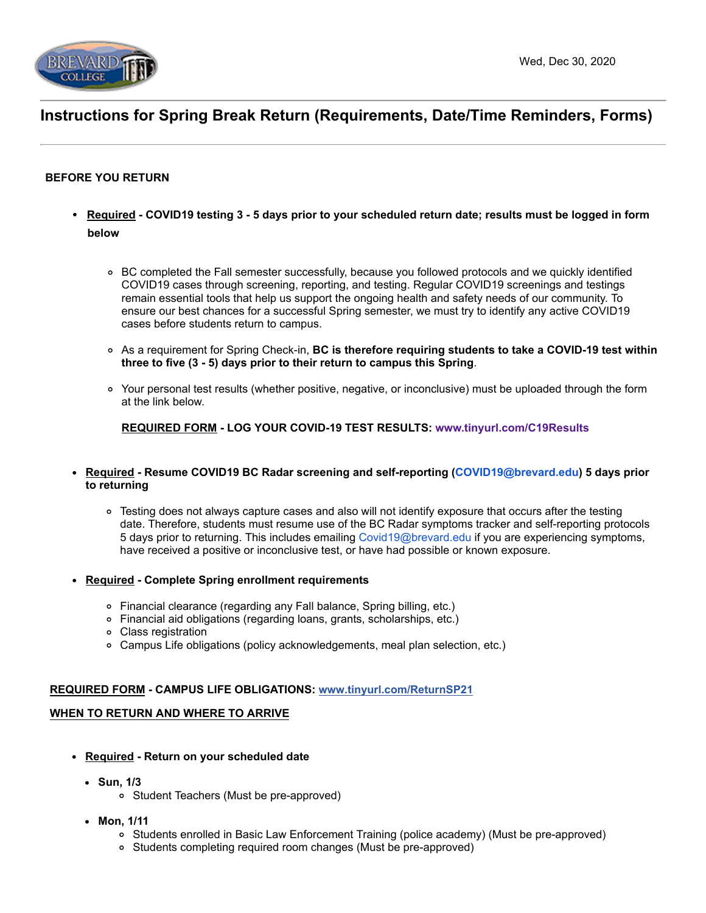Wed, Dec 30, 2020

# Instructions for Spring Break Return (Requirements, Date/Time Reminders, Forms)

## BEFORE YOU RETURN

- **Required - COVID19 testing 3 - 5 days prior to your scheduled return date; results must be logged in form below**
  - BC completed the Fall semester successfully, because you followed protocols and we quickly identified COVID19 cases through screening, reporting, and testing. Regular COVID19 screenings and testings remain essential tools that help us support the ongoing health and safety needs of our community. To ensure our best chances for a successful Spring semester, we must try to identify any active COVID19 cases before students return to campus.
  - As a requirement for Spring Check-in, **BC is therefore requiring students to take a COVID-19 test within three to five (3 - 5) days prior to their return to campus this Spring**.
  - Your personal test results (whether positive, negative, or inconclusive) must be uploaded through the form at the link below.

    **REQUIRED FORM - LOG YOUR COVID-19 TEST RESULTS: www.tinyurl.com/C19Results**

- **Required - Resume COVID19 BC Radar screening and self-reporting (COVID19@brevard.edu) 5 days prior to returning**
  - Testing does not always capture cases and also will not identify exposure that occurs after the testing date. Therefore, students must resume use of the BC Radar symptoms tracker and self-reporting protocols 5 days prior to returning. This includes emailing Covid19@brevard.edu if you are experiencing symptoms, have received a positive or inconclusive test, or have had possible or known exposure.

- **Required - Complete Spring enrollment requirements**
  - Financial clearance (regarding any Fall balance, Spring billing, etc.)
  - Financial aid obligations (regarding loans, grants, scholarships, etc.)
  - Class registration
  - Campus Life obligations (policy acknowledgements, meal plan selection, etc.)

**REQUIRED FORM - CAMPUS LIFE OBLIGATIONS: www.tinyurl.com/ReturnSP21**

## WHEN TO RETURN AND WHERE TO ARRIVE

- **Required - Return on your scheduled date**
  - **Sun, 1/3**
    - Student Teachers (Must be pre-approved)
  - **Mon, 1/11**
    - Students enrolled in Basic Law Enforcement Training (police academy) (Must be pre-approved)
    - Students completing required room changes (Must be pre-approved)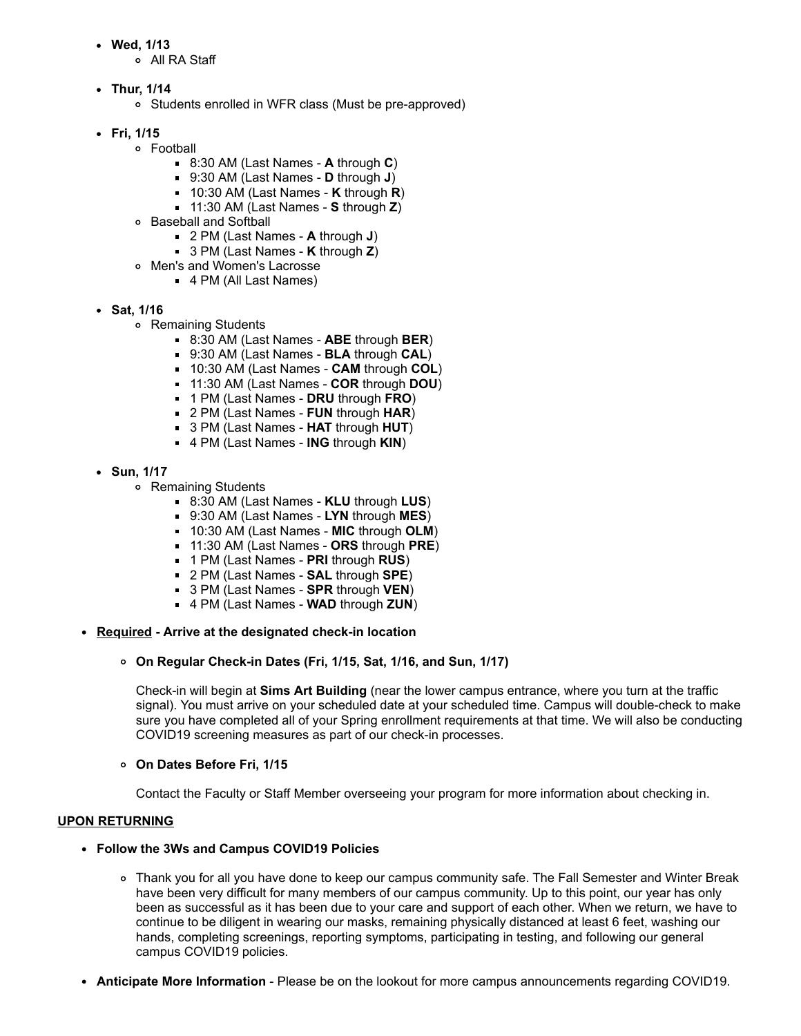- **Wed, 1/13**
  - All RA Staff

- **Thur, 1/14**
  - Students enrolled in WFR class (Must be pre-approved)

- **Fri, 1/15**
  - Football
    - 8:30 AM (Last Names - **A** through **C**)
    - 9:30 AM (Last Names - **D** through **J**)
    - 10:30 AM (Last Names - **K** through **R**)
    - 11:30 AM (Last Names - **S** through **Z**)
  - Baseball and Softball
    - 2 PM (Last Names - **A** through **J**)
    - 3 PM (Last Names - **K** through **Z**)
  - Men's and Women's Lacrosse
    - 4 PM (All Last Names)

- **Sat, 1/16**
  - Remaining Students
    - 8:30 AM (Last Names - **ABE** through **BER**)
    - 9:30 AM (Last Names - **BLA** through **CAL**)
    - 10:30 AM (Last Names - **CAM** through **COL**)
    - 11:30 AM (Last Names - **COR** through **DOU**)
    - 1 PM (Last Names - **DRU** through **FRO**)
    - 2 PM (Last Names - **FUN** through **HAR**)
    - 3 PM (Last Names - **HAT** through **HUT**)
    - 4 PM (Last Names - **ING** through **KIN**)

- **Sun, 1/17**
  - Remaining Students
    - 8:30 AM (Last Names - **KLU** through **LUS**)
    - 9:30 AM (Last Names - **LYN** through **MES**)
    - 10:30 AM (Last Names - **MIC** through **OLM**)
    - 11:30 AM (Last Names - **ORS** through **PRE**)
    - 1 PM (Last Names - **PRI** through **RUS**)
    - 2 PM (Last Names - **SAL** through **SPE**)
    - 3 PM (Last Names - **SPR** through **VEN**)
    - 4 PM (Last Names - **WAD** through **ZUN**)

- **<u>Required</u> - Arrive at the designated check-in location**

  - **On Regular Check-in Dates (Fri, 1/15, Sat, 1/16, and Sun, 1/17)**

    Check-in will begin at **Sims Art Building** (near the lower campus entrance, where you turn at the traffic signal). You must arrive on your scheduled date at your scheduled time. Campus will double-check to make sure you have completed all of your Spring enrollment requirements at that time. We will also be conducting COVID19 screening measures as part of our check-in processes.

  - **On Dates Before Fri, 1/15**

    Contact the Faculty or Staff Member overseeing your program for more information about checking in.

**<u>UPON RETURNING</u>**

- **Follow the 3Ws and Campus COVID19 Policies**

  - Thank you for all you have done to keep our campus community safe. The Fall Semester and Winter Break have been very difficult for many members of our campus community. Up to this point, our year has only been as successful as it has been due to your care and support of each other. When we return, we have to continue to be diligent in wearing our masks, remaining physically distanced at least 6 feet, washing our hands, completing screenings, reporting symptoms, participating in testing, and following our general campus COVID19 policies.

- **Anticipate More Information** - Please be on the lookout for more campus announcements regarding COVID19.